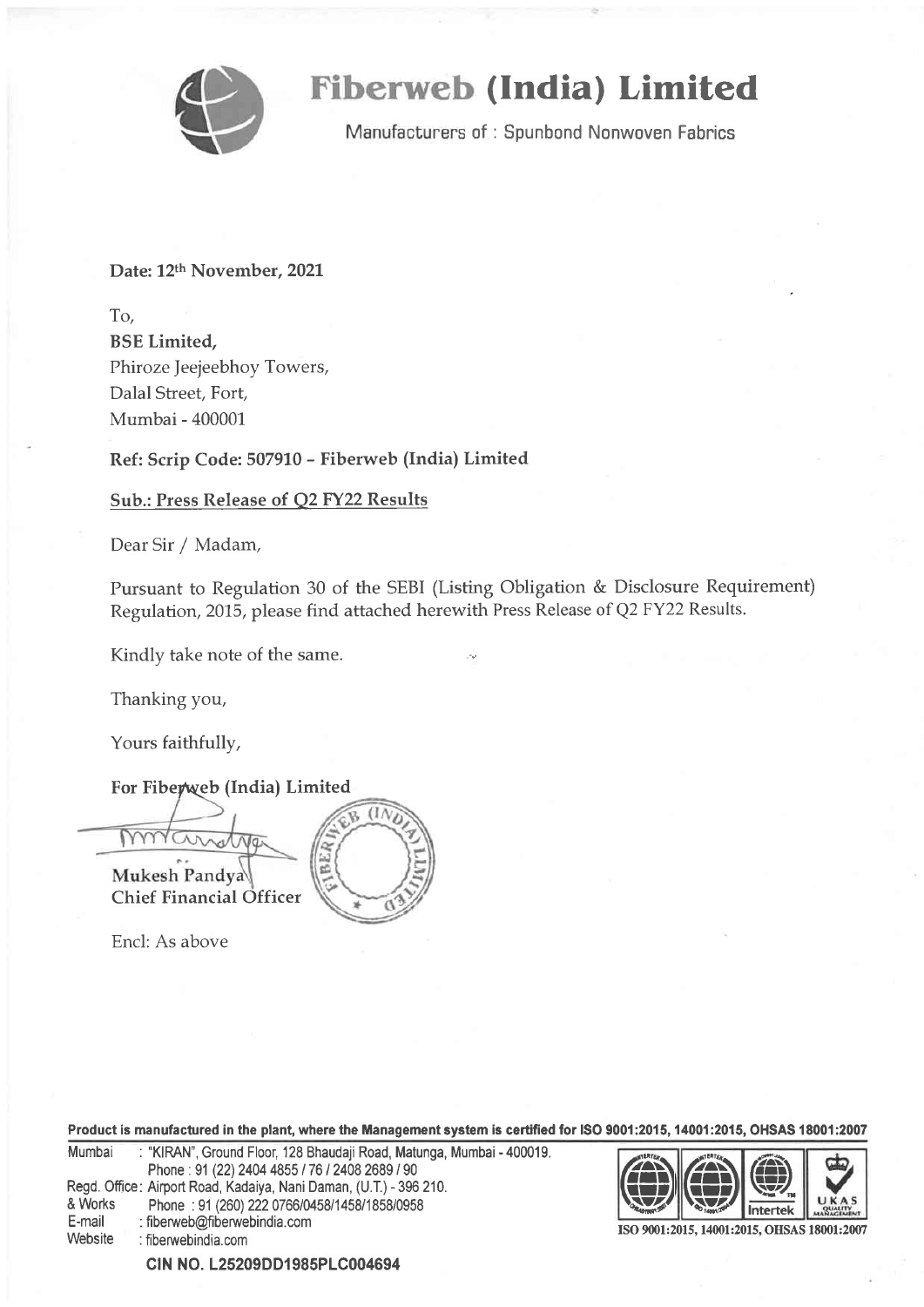# Fiberweb (India) Limited

Manufacturers of : Spunbond Nonwoven Fabrics

**Date: 12th November, 2021**

To,
**BSE Limited,**
Phiroze Jeejeebhoy Towers,
Dalal Street, Fort,
Mumbai - 400001

**Ref: Scrip Code: 507910 – Fiberweb (India) Limited**

**Sub.: Press Release of Q2 FY22 Results**

Dear Sir / Madam,

Pursuant to Regulation 30 of the SEBI (Listing Obligation & Disclosure Requirement) Regulation, 2015, please find attached herewith Press Release of Q2 FY22 Results.

Kindly take note of the same.

Thanking you,

Yours faithfully,

**For Fiberweb (India) Limited**

**Mukesh Pandya**
**Chief Financial Officer**

Encl: As above

**Product is manufactured in the plant, where the Management system is certified for ISO 9001:2015, 14001:2015, OHSAS 18001:2007**

Mumbai : "KIRAN", Ground Floor, 128 Bhaudaji Road, Matunga, Mumbai - 400019.
Phone : 91 (22) 2404 4855 / 76 / 2408 2689 / 90
Regd. Office & Works: Airport Road, Kadaiya, Nani Daman, (U.T.) - 396 210.
Phone : 91 (260) 222 0766/0458/1458/1858/0958
E-mail : fiberweb@fiberwebindia.com
Website : fiberwebindia.com

ISO 9001:2015, 14001:2015, OHSAS 18001:2007

**CIN NO. L25209DD1985PLC004694**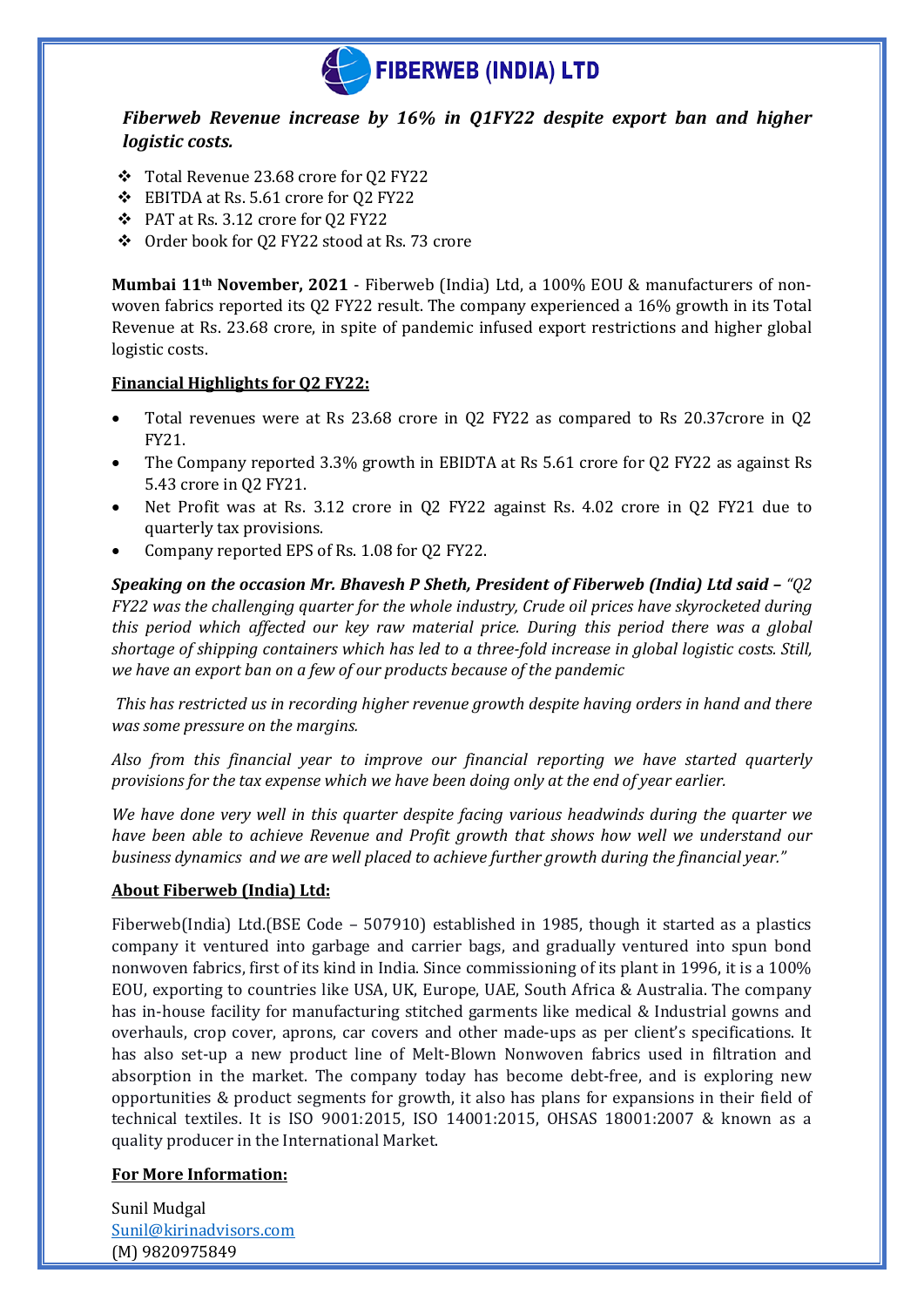# FIBERWEB (INDIA) LTD

***Fiberweb Revenue increase by 16% in Q1FY22 despite export ban and higher logistic costs.***

- Total Revenue 23.68 crore for Q2 FY22
- EBITDA at Rs. 5.61 crore for Q2 FY22
- PAT at Rs. 3.12 crore for Q2 FY22
- Order book for Q2 FY22 stood at Rs. 73 crore

**Mumbai 11th November, 2021** - Fiberweb (India) Ltd, a 100% EOU & manufacturers of non-woven fabrics reported its Q2 FY22 result. The company experienced a 16% growth in its Total Revenue at Rs. 23.68 crore, in spite of pandemic infused export restrictions and higher global logistic costs.

**Financial Highlights for Q2 FY22:**

- Total revenues were at Rs 23.68 crore in Q2 FY22 as compared to Rs 20.37crore in Q2 FY21.
- The Company reported 3.3% growth in EBIDTA at Rs 5.61 crore for Q2 FY22 as against Rs 5.43 crore in Q2 FY21.
- Net Profit was at Rs. 3.12 crore in Q2 FY22 against Rs. 4.02 crore in Q2 FY21 due to quarterly tax provisions.
- Company reported EPS of Rs. 1.08 for Q2 FY22.

***Speaking on the occasion Mr. Bhavesh P Sheth, President of Fiberweb (India) Ltd said –*** *"Q2 FY22 was the challenging quarter for the whole industry, Crude oil prices have skyrocketed during this period which affected our key raw material price. During this period there was a global shortage of shipping containers which has led to a three-fold increase in global logistic costs. Still, we have an export ban on a few of our products because of the pandemic*

*This has restricted us in recording higher revenue growth despite having orders in hand and there was some pressure on the margins.*

*Also from this financial year to improve our financial reporting we have started quarterly provisions for the tax expense which we have been doing only at the end of year earlier.*

*We have done very well in this quarter despite facing various headwinds during the quarter we have been able to achieve Revenue and Profit growth that shows how well we understand our business dynamics and we are well placed to achieve further growth during the financial year."*

**About Fiberweb (India) Ltd:**

Fiberweb(India) Ltd.(BSE Code – 507910) established in 1985, though it started as a plastics company it ventured into garbage and carrier bags, and gradually ventured into spun bond nonwoven fabrics, first of its kind in India. Since commissioning of its plant in 1996, it is a 100% EOU, exporting to countries like USA, UK, Europe, UAE, South Africa & Australia. The company has in-house facility for manufacturing stitched garments like medical & Industrial gowns and overhauls, crop cover, aprons, car covers and other made-ups as per client's specifications. It has also set-up a new product line of Melt-Blown Nonwoven fabrics used in filtration and absorption in the market. The company today has become debt-free, and is exploring new opportunities & product segments for growth, it also has plans for expansions in their field of technical textiles. It is ISO 9001:2015, ISO 14001:2015, OHSAS 18001:2007 & known as a quality producer in the International Market.

**For More Information:**

Sunil Mudgal
Sunil@kirinadvisors.com
(M) 9820975849